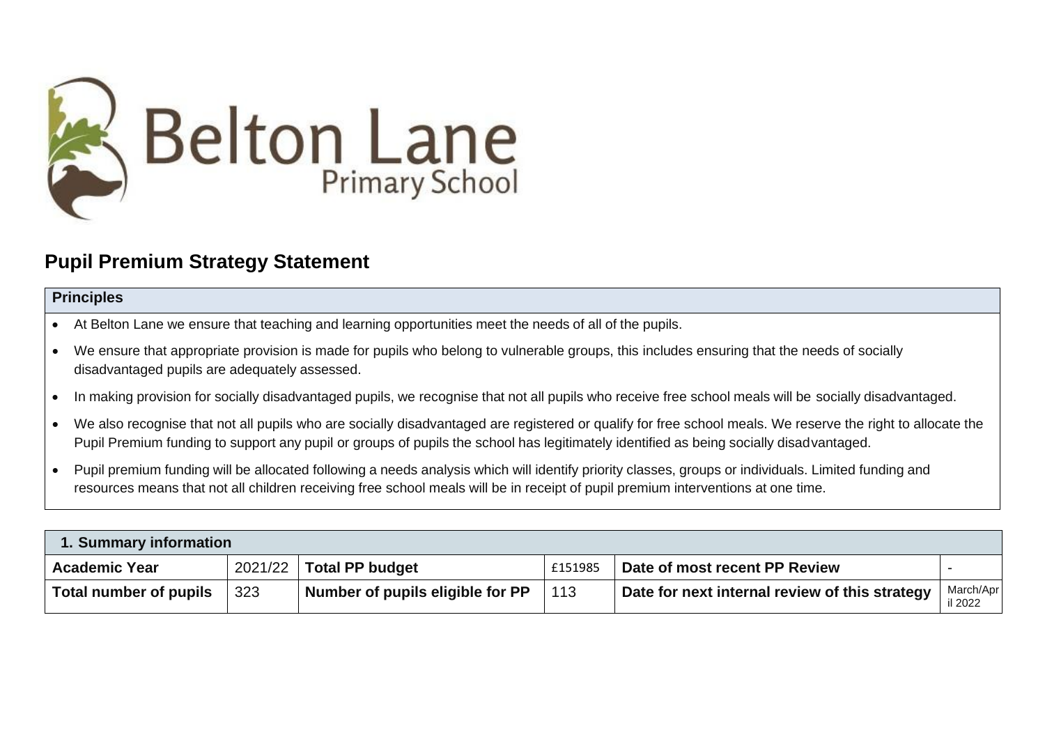Belton Lane
Primary School

# Pupil Premium Strategy Statement

| Principles |
|---|
| • At Belton Lane we ensure that teaching and learning opportunities meet the needs of all of the pupils.<br>• We ensure that appropriate provision is made for pupils who belong to vulnerable groups, this includes ensuring that the needs of socially disadvantaged pupils are adequately assessed.<br>• In making provision for socially disadvantaged pupils, we recognise that not all pupils who receive free school meals will be socially disadvantaged.<br>• We also recognise that not all pupils who are socially disadvantaged are registered or qualify for free school meals. We reserve the right to allocate the Pupil Premium funding to support any pupil or groups of pupils the school has legitimately identified as being socially disadvantaged.<br>• Pupil premium funding will be allocated following a needs analysis which will identify priority classes, groups or individuals. Limited funding and resources means that not all children receiving free school meals will be in receipt of pupil premium interventions at one time. |

| 1. Summary information | | | | | |
|---|---|---|---|---|---|
| **Academic Year** | 2021/22 | **Total PP budget** | £151985 | **Date of most recent PP Review** | - |
| **Total number of pupils** | 323 | **Number of pupils eligible for PP** | 113 | **Date for next internal review of this strategy** | March/April 2022 |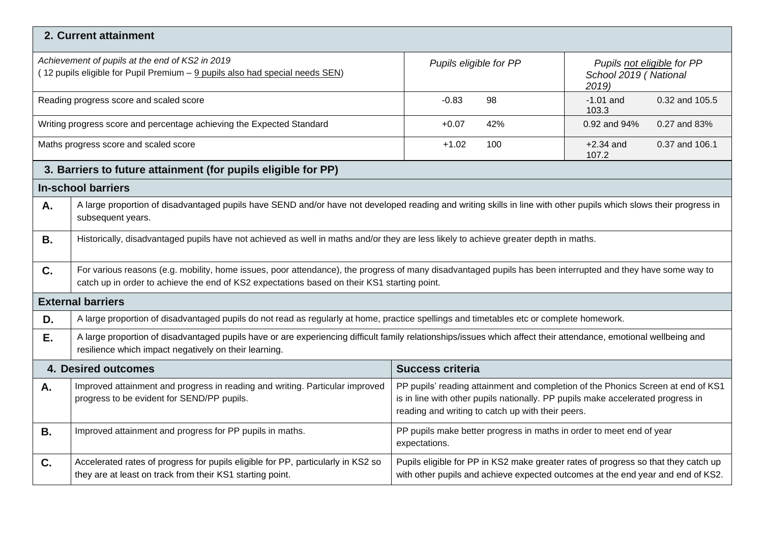## 2. Current attainment

| *Achievement of pupils at the end of KS2 in 2019* ( 12 pupils eligible for Pupil Premium – 9 pupils also had special needs SEN) | *Pupils eligible for PP* | | *Pupils not eligible for PP School 2019 ( National 2019)* | |
|---|---|---|---|---|
| Reading progress score and scaled score | -0.83 | 98 | -1.01 and 103.3 | 0.32 and 105.5 |
| Writing progress score and percentage achieving the Expected Standard | +0.07 | 42% | 0.92 and 94% | 0.27 and 83% |
| Maths progress score and scaled score | +1.02 | 100 | +2.34 and 107.2 | 0.37 and 106.1 |

## 3. Barriers to future attainment (for pupils eligible for PP)

### In-school barriers

| | |
|---|---|
| **A.** | A large proportion of disadvantaged pupils have SEND and/or have not developed reading and writing skills in line with other pupils which slows their progress in subsequent years. |
| **B.** | Historically, disadvantaged pupils have not achieved as well in maths and/or they are less likely to achieve greater depth in maths. |
| **C.** | For various reasons (e.g. mobility, home issues, poor attendance), the progress of many disadvantaged pupils has been interrupted and they have some way to catch up in order to achieve the end of KS2 expectations based on their KS1 starting point. |

### External barriers

| | |
|---|---|
| **D.** | A large proportion of disadvantaged pupils do not read as regularly at home, practice spellings and timetables etc or complete homework. |
| **E.** | A large proportion of disadvantaged pupils have or are experiencing difficult family relationships/issues which affect their attendance, emotional wellbeing and resilience which impact negatively on their learning. |

## 4. Desired outcomes

| | Desired outcomes | Success criteria |
|---|---|---|
| **A.** | Improved attainment and progress in reading and writing. Particular improved progress to be evident for SEND/PP pupils. | PP pupils' reading attainment and completion of the Phonics Screen at end of KS1 is in line with other pupils nationally. PP pupils make accelerated progress in reading and writing to catch up with their peers. |
| **B.** | Improved attainment and progress for PP pupils in maths. | PP pupils make better progress in maths in order to meet end of year expectations. |
| **C.** | Accelerated rates of progress for pupils eligible for PP, particularly in KS2 so they are at least on track from their KS1 starting point. | Pupils eligible for PP in KS2 make greater rates of progress so that they catch up with other pupils and achieve expected outcomes at the end year and end of KS2. |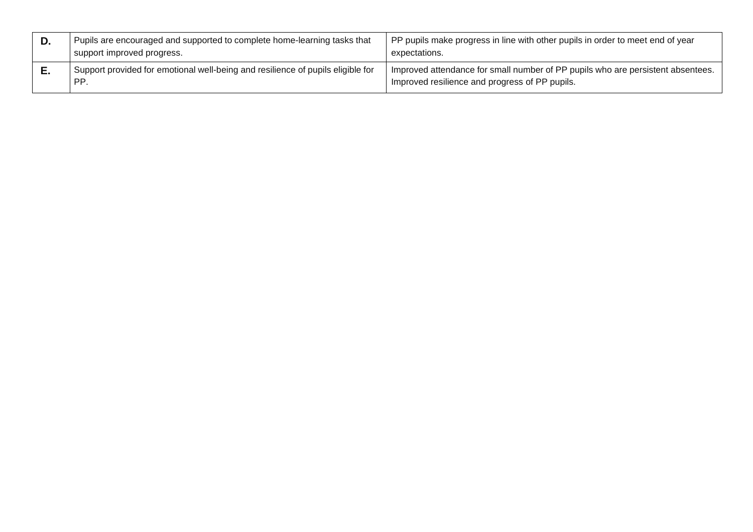| | | |
|---|---|---|
| **D.** | Pupils are encouraged and supported to complete home-learning tasks that support improved progress. | PP pupils make progress in line with other pupils in order to meet end of year expectations. |
| **E.** | Support provided for emotional well-being and resilience of pupils eligible for PP. | Improved attendance for small number of PP pupils who are persistent absentees. Improved resilience and progress of PP pupils. |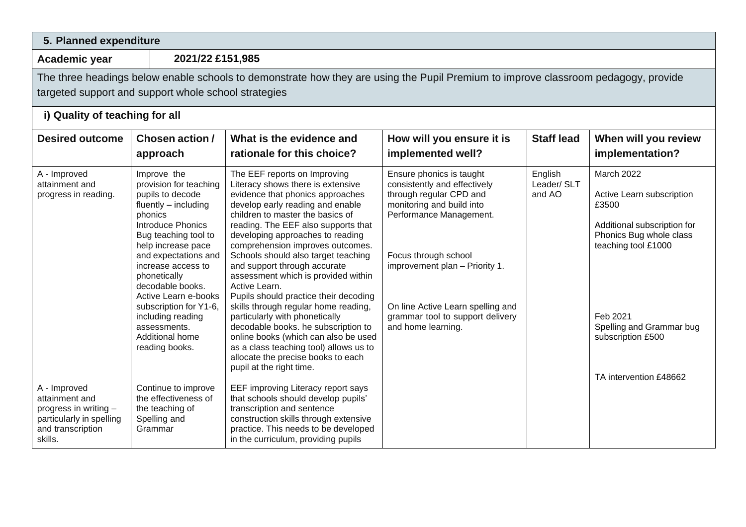## 5. Planned expenditure

| Academic year | 2021/22 £151,985 |
|---|---|

The three headings below enable schools to demonstrate how they are using the Pupil Premium to improve classroom pedagogy, provide targeted support and support whole school strategies

### i) Quality of teaching for all

| Desired outcome | Chosen action / approach | What is the evidence and rationale for this choice? | How will you ensure it is implemented well? | Staff lead | When will you review implementation? |
|---|---|---|---|---|---|
| A - Improved attainment and progress in reading. | Improve the provision for teaching pupils to decode fluently – including phonics<br>Introduce Phonics Bug teaching tool to help increase pace and expectations and increase access to phonetically decodable books.<br>Active Learn e-books subscription for Y1-6, including reading assessments.<br>Additional home reading books. | The EEF reports on Improving Literacy shows there is extensive evidence that phonics approaches develop early reading and enable children to master the basics of reading. The EEF also supports that developing approaches to reading comprehension improves outcomes. Schools should also target teaching and support through accurate assessment which is provided within Active Learn.<br>Pupils should practice their decoding skills through regular home reading, particularly with phonetically decodable books. he subscription to online books (which can also be used as a class teaching tool) allows us to allocate the precise books to each pupil at the right time. | Ensure phonics is taught consistently and effectively through regular CPD and monitoring and build into Performance Management.<br><br>Focus through school improvement plan – Priority 1.<br><br>On line Active Learn spelling and grammar tool to support delivery and home learning. | English Leader/ SLT and AO | March 2022<br><br>Active Learn subscription £3500<br><br>Additional subscription for Phonics Bug whole class teaching tool £1000<br><br>Feb 2021<br>Spelling and Grammar bug subscription £500<br><br>TA intervention £48662 |
| A - Improved attainment and progress in writing – particularly in spelling and transcription skills. | Continue to improve the effectiveness of the teaching of Spelling and Grammar | EEF improving Literacy report says that schools should develop pupils' transcription and sentence construction skills through extensive practice. This needs to be developed in the curriculum, providing pupils | | | |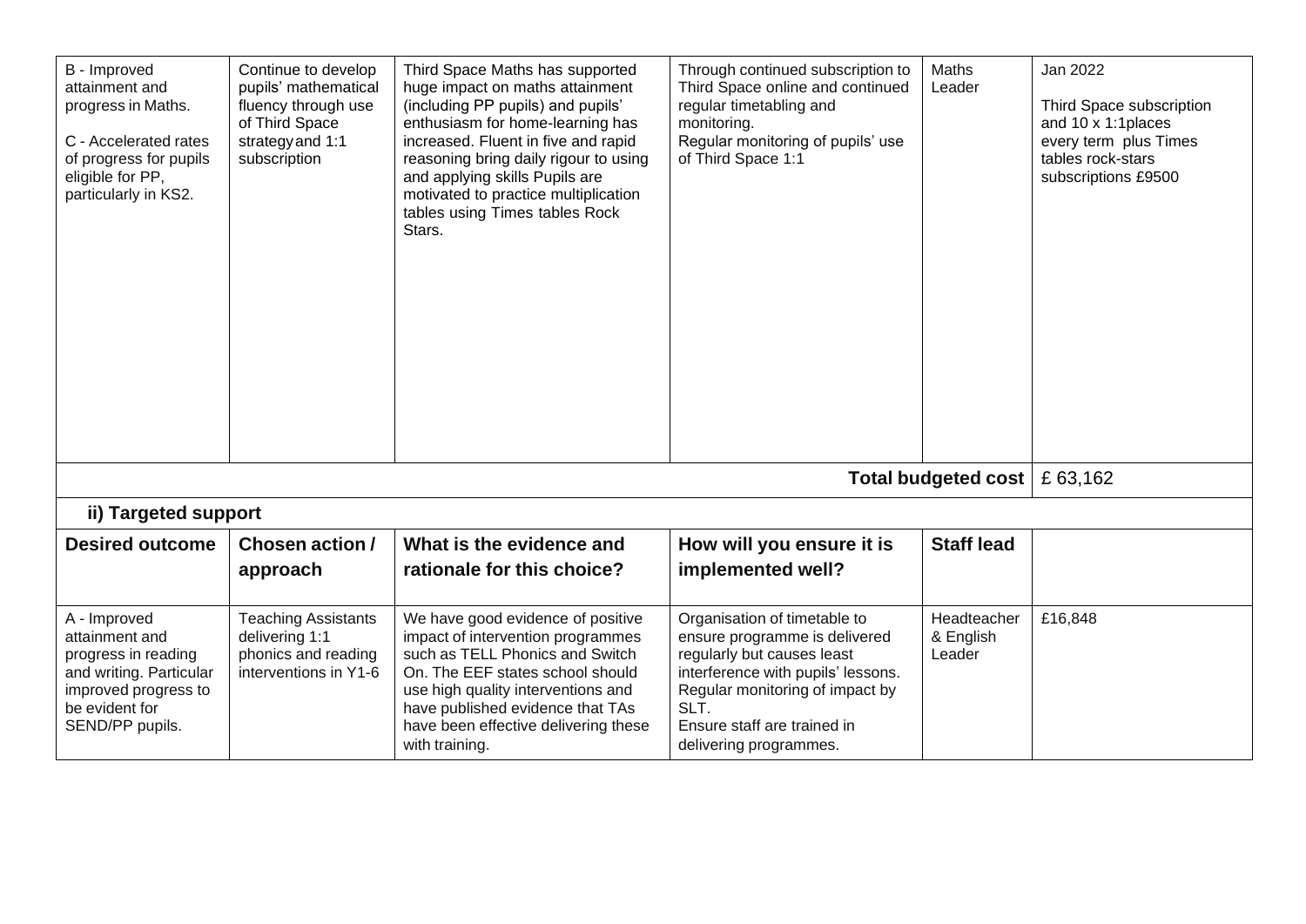| B - Improved attainment and progress in Maths.<br><br>C - Accelerated rates of progress for pupils eligible for PP, particularly in KS2. | Continue to develop pupils' mathematical fluency through use of Third Space strategy and 1:1 subscription | Third Space Maths has supported huge impact on maths attainment (including PP pupils) and pupils' enthusiasm for home-learning has increased. Fluent in five and rapid reasoning bring daily rigour to using and applying skills Pupils are motivated to practice multiplication tables using Times tables Rock Stars. | Through continued subscription to Third Space online and continued regular timetabling and monitoring.<br>Regular monitoring of pupils' use of Third Space 1:1 | Maths Leader | Jan 2022<br><br>Third Space subscription and 10 x 1:1places every term plus Times tables rock-stars subscriptions £9500 |
|---|---|---|---|---|---|
| | | | | **Total budgeted cost** | £ 63,162 |

**ii) Targeted support**

| Desired outcome | Chosen action / approach | What is the evidence and rationale for this choice? | How will you ensure it is implemented well? | Staff lead | |
|---|---|---|---|---|---|
| A - Improved attainment and progress in reading and writing. Particular improved progress to be evident for SEND/PP pupils. | Teaching Assistants delivering 1:1 phonics and reading interventions in Y1-6 | We have good evidence of positive impact of intervention programmes such as TELL Phonics and Switch On. The EEF states school should use high quality interventions and have published evidence that TAs have been effective delivering these with training. | Organisation of timetable to ensure programme is delivered regularly but causes least interference with pupils' lessons.<br>Regular monitoring of impact by SLT.<br>Ensure staff are trained in delivering programmes. | Headteacher & English Leader | £16,848 |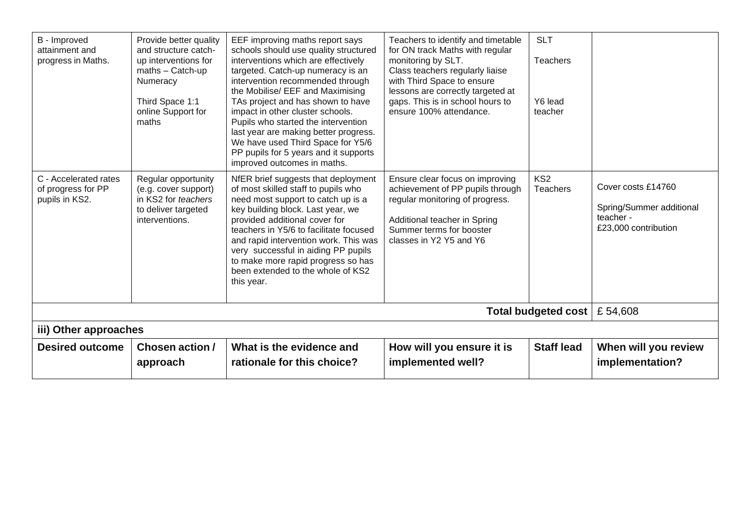| | | | | | |
|---|---|---|---|---|---|
| B - Improved attainment and progress in Maths. | Provide better quality and structure catch-up interventions for maths – Catch-up Numeracy<br><br>Third Space 1:1 online Support for maths | EEF improving maths report says schools should use quality structured interventions which are effectively targeted. Catch-up numeracy is an intervention recommended through the Mobilise/ EEF and Maximising TAs project and has shown to have impact in other cluster schools. Pupils who started the intervention last year are making better progress. We have used Third Space for Y5/6 PP pupils for 5 years and it supports improved outcomes in maths. | Teachers to identify and timetable for ON track Maths with regular monitoring by SLT.<br>Class teachers regularly liaise with Third Space to ensure lessons are correctly targeted at gaps. This is in school hours to ensure 100% attendance. | SLT<br><br>Teachers<br><br>Y6 lead teacher | |
| C - Accelerated rates of progress for PP pupils in KS2. | Regular opportunity (e.g. cover support) in KS2 for *teachers* to deliver targeted interventions. | NfER brief suggests that deployment of most skilled staff to pupils who need most support to catch up is a key building block. Last year, we provided additional cover for teachers in Y5/6 to facilitate focused and rapid intervention work. This was very successful in aiding PP pupils to make more rapid progress so has been extended to the whole of KS2 this year. | Ensure clear focus on improving achievement of PP pupils through regular monitoring of progress.<br><br>Additional teacher in Spring Summer terms for booster classes in Y2 Y5 and Y6 | KS2 Teachers | Cover costs £14760<br><br>Spring/Summer additional teacher - £23,000 contribution |
| | | | | **Total budgeted cost** | £ 54,608 |

**iii) Other approaches**

| Desired outcome | Chosen action / approach | What is the evidence and rationale for this choice? | How will you ensure it is implemented well? | Staff lead | When will you review implementation? |
|---|---|---|---|---|---|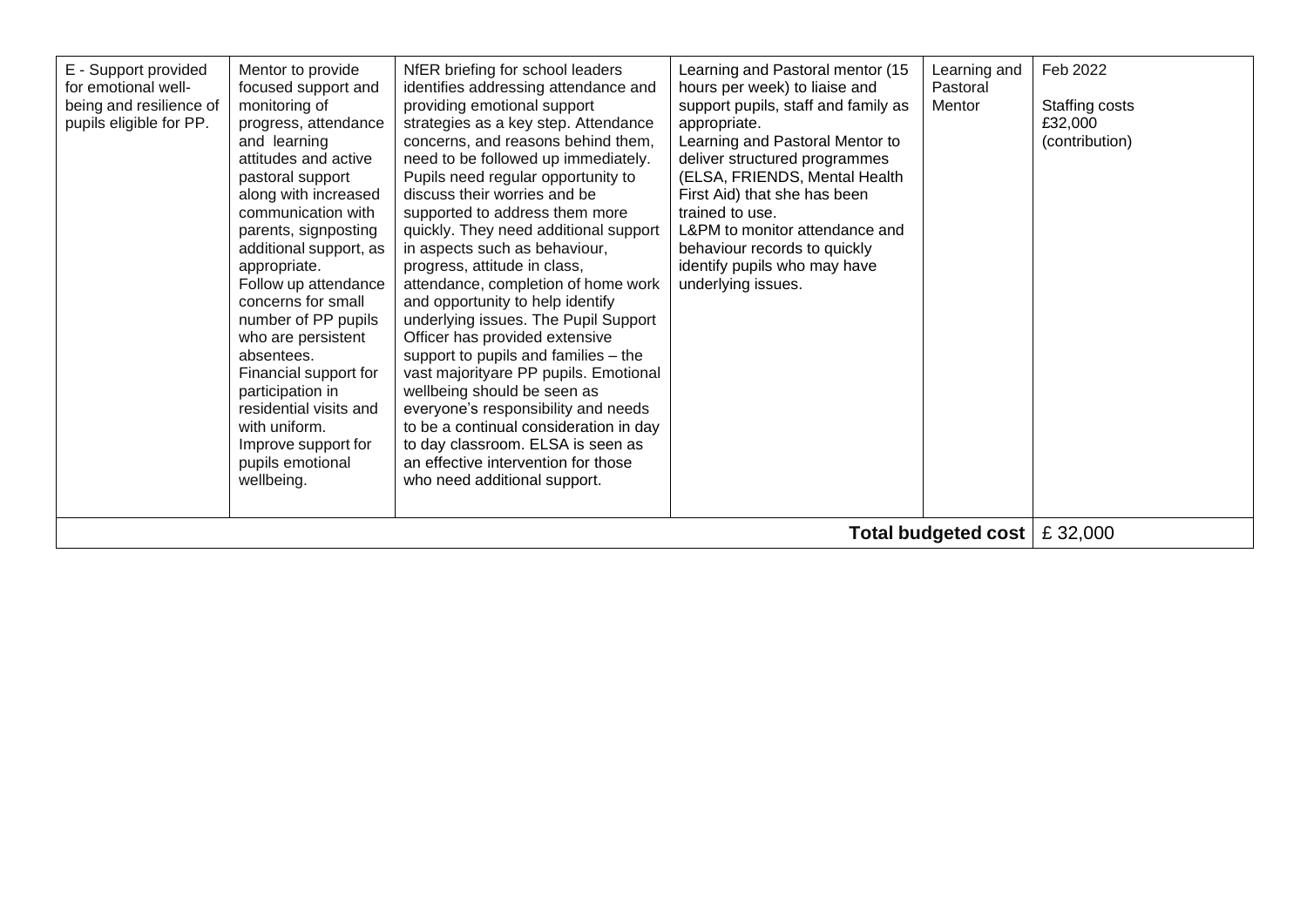| E - Support provided for emotional well-being and resilience of pupils eligible for PP. | Mentor to provide focused support and monitoring of progress, attendance and learning attitudes and active pastoral support along with increased communication with parents, signposting additional support, as appropriate.<br>Follow up attendance concerns for small number of PP pupils who are persistent absentees.<br>Financial support for participation in residential visits and with uniform.<br>Improve support for pupils emotional wellbeing. | NfER briefing for school leaders identifies addressing attendance and providing emotional support strategies as a key step. Attendance concerns, and reasons behind them, need to be followed up immediately. Pupils need regular opportunity to discuss their worries and be supported to address them more quickly. They need additional support in aspects such as behaviour, progress, attitude in class, attendance, completion of home work and opportunity to help identify underlying issues. The Pupil Support Officer has provided extensive support to pupils and families – the vast majorityare PP pupils. Emotional wellbeing should be seen as everyone's responsibility and needs to be a continual consideration in day to day classroom. ELSA is seen as an effective intervention for those who need additional support. | Learning and Pastoral mentor (15 hours per week) to liaise and support pupils, staff and family as appropriate.<br>Learning and Pastoral Mentor to deliver structured programmes (ELSA, FRIENDS, Mental Health First Aid) that she has been trained to use.<br>L&PM to monitor attendance and behaviour records to quickly identify pupils who may have underlying issues. | Learning and Pastoral Mentor | Feb 2022<br><br>Staffing costs £32,000 (contribution) |
|---|---|---|---|---|---|
| | | | | **Total budgeted cost** | £ 32,000 |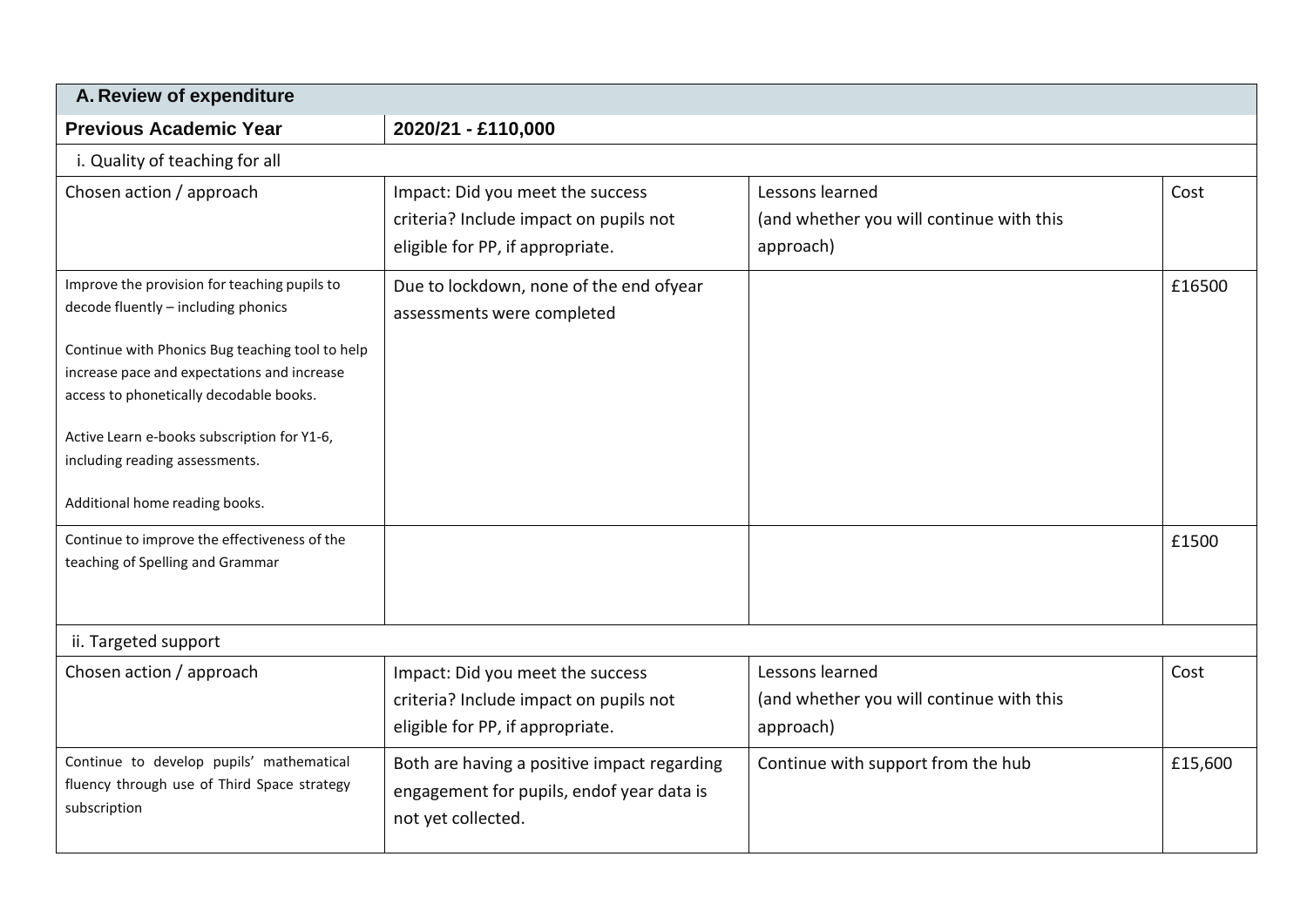| A. Review of expenditure | | | |
|---|---|---|---|
| **Previous Academic Year** | **2020/21 - £110,000** | | |
| i. Quality of teaching for all | | | |
| Chosen action / approach | Impact: Did you meet the success criteria? Include impact on pupils not eligible for PP, if appropriate. | Lessons learned (and whether you will continue with this approach) | Cost |
| Improve the provision for teaching pupils to decode fluently – including phonics<br><br>Continue with Phonics Bug teaching tool to help increase pace and expectations and increase access to phonetically decodable books.<br><br>Active Learn e-books subscription for Y1-6, including reading assessments.<br><br>Additional home reading books. | Due to lockdown, none of the end ofyear assessments were completed | | £16500 |
| Continue to improve the effectiveness of the teaching of Spelling and Grammar | | | £1500 |
| ii. Targeted support | | | |
| Chosen action / approach | Impact: Did you meet the success criteria? Include impact on pupils not eligible for PP, if appropriate. | Lessons learned (and whether you will continue with this approach) | Cost |
| Continue to develop pupils' mathematical fluency through use of Third Space strategy subscription | Both are having a positive impact regarding engagement for pupils, endof year data is not yet collected. | Continue with support from the hub | £15,600 |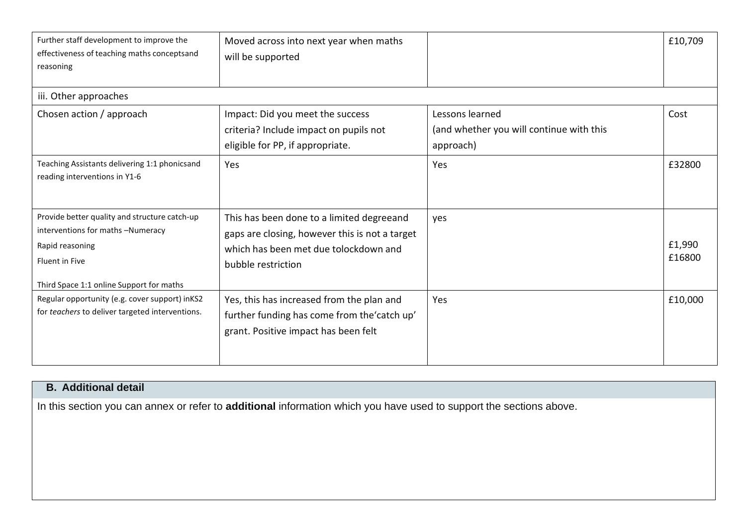| | | | |
|---|---|---|---|
| Further staff development to improve the effectiveness of teaching maths conceptsand reasoning | Moved across into next year when maths will be supported | | £10,709 |
| iii. Other approaches | | | |
| Chosen action / approach | Impact: Did you meet the success criteria? Include impact on pupils not eligible for PP, if appropriate. | Lessons learned (and whether you will continue with this approach) | Cost |
| Teaching Assistants delivering 1:1 phonicsand reading interventions in Y1-6 | Yes | Yes | £32800 |
| Provide better quality and structure catch-up interventions for maths –Numeracy<br>Rapid reasoning<br>Fluent in Five<br><br>Third Space 1:1 online Support for maths | This has been done to a limited degreeand gaps are closing, however this is not a target which has been met due tolockdown and bubble restriction | yes | £1,990<br>£16800 |
| Regular opportunity (e.g. cover support) inKS2 for *teachers* to deliver targeted interventions. | Yes, this has increased from the plan and further funding has come from the'catch up' grant. Positive impact has been felt | Yes | £10,000 |

## B. Additional detail

In this section you can annex or refer to **additional** information which you have used to support the sections above.